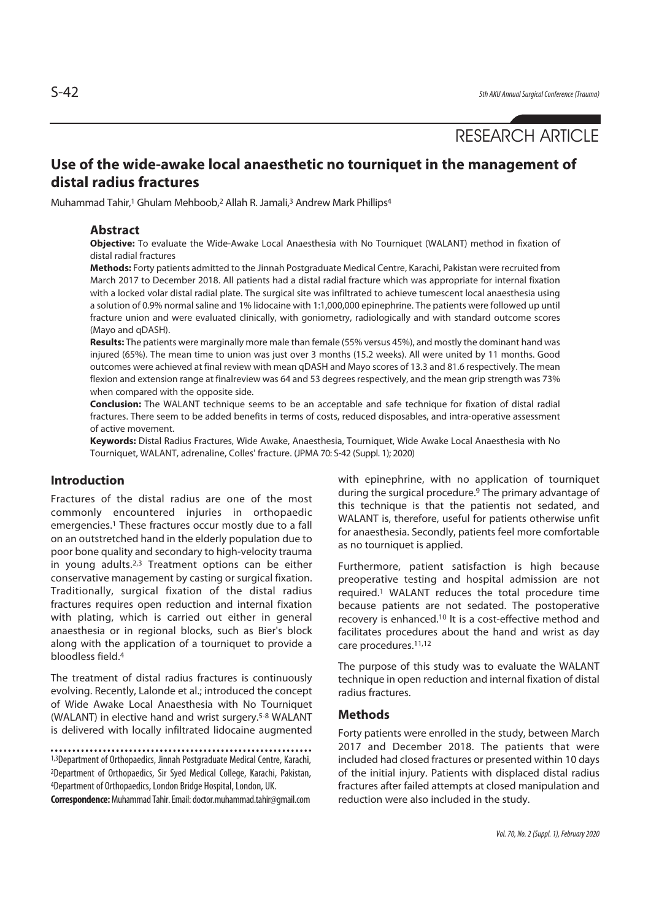RESEARCH ARTICLE

# Use of the wide-awake local anaesthetic no tourniquet in the management of distal radius fractures

Muhammad Tahir,[1] Ghulam Mehboob,[2] Allah R. Jamali,[3] Andrew Mark Phillips[4]

## Abstract

**Objective:** To evaluate the Wide-Awake Local Anaesthesia with No Tourniquet (WALANT) method in fixation of distal radial fractures

**Methods:** Forty patients admitted to the Jinnah Postgraduate Medical Centre, Karachi, Pakistan were recruited from March 2017 to December 2018. All patients had a distal radial fracture which was appropriate for internal fixation with a locked volar distal radial plate. The surgical site was infiltrated to achieve tumescent local anaesthesia using a solution of 0.9% normal saline and 1% lidocaine with 1:1,000,000 epinephrine. The patients were followed up until fracture union and were evaluated clinically, with goniometry, radiologically and with standard outcome scores (Mayo and qDASH).

**Results:** The patients were marginally more male than female (55% versus 45%), and mostly the dominant hand was injured (65%). The mean time to union was just over 3 months (15.2 weeks). All were united by 11 months. Good outcomes were achieved at final review with mean qDASH and Mayo scores of 13.3 and 81.6 respectively. The mean flexion and extension range at finalreview was 64 and 53 degrees respectively, and the mean grip strength was 73% when compared with the opposite side.

**Conclusion:** The WALANT technique seems to be an acceptable and safe technique for fixation of distal radial fractures. There seem to be added benefits in terms of costs, reduced disposables, and intra-operative assessment of active movement.

**Keywords:** Distal Radius Fractures, Wide Awake, Anaesthesia, Tourniquet, Wide Awake Local Anaesthesia with No Tourniquet, WALANT, adrenaline, Colles' fracture. (JPMA 70: S-42 (Suppl. 1); 2020)

## Introduction

Fractures of the distal radius are one of the most commonly encountered injuries in orthopaedic emergencies.[1] These fractures occur mostly due to a fall on an outstretched hand in the elderly population due to poor bone quality and secondary to high-velocity trauma in young adults.[2,3] Treatment options can be either conservative management by casting or surgical fixation. Traditionally, surgical fixation of the distal radius fractures requires open reduction and internal fixation with plating, which is carried out either in general anaesthesia or in regional blocks, such as Bier's block along with the application of a tourniquet to provide a bloodless field.[4]

The treatment of distal radius fractures is continuously evolving. Recently, Lalonde et al.; introduced the concept of Wide Awake Local Anaesthesia with No Tourniquet (WALANT) in elective hand and wrist surgery.[5-8] WALANT is delivered with locally infiltrated lidocaine augmented with epinephrine, with no application of tourniquet during the surgical procedure.[9] The primary advantage of this technique is that the patientis not sedated, and WALANT is, therefore, useful for patients otherwise unfit for anaesthesia. Secondly, patients feel more comfortable as no tourniquet is applied.

Furthermore, patient satisfaction is high because preoperative testing and hospital admission are not required.[1] WALANT reduces the total procedure time because patients are not sedated. The postoperative recovery is enhanced.[10] It is a cost-effective method and facilitates procedures about the hand and wrist as day care procedures.[11,12]

The purpose of this study was to evaluate the WALANT technique in open reduction and internal fixation of distal radius fractures.

## Methods

Forty patients were enrolled in the study, between March 2017 and December 2018. The patients that were included had closed fractures or presented within 10 days of the initial injury. Patients with displaced distal radius fractures after failed attempts at closed manipulation and reduction were also included in the study.

[1,3]Department of Orthopaedics, Jinnah Postgraduate Medical Centre, Karachi, [2]Department of Orthopaedics, Sir Syed Medical College, Karachi, Pakistan, [4]Department of Orthopaedics, London Bridge Hospital, London, UK.

**Correspondence:** Muhammad Tahir. Email: doctor.muhammad.tahir@gmail.com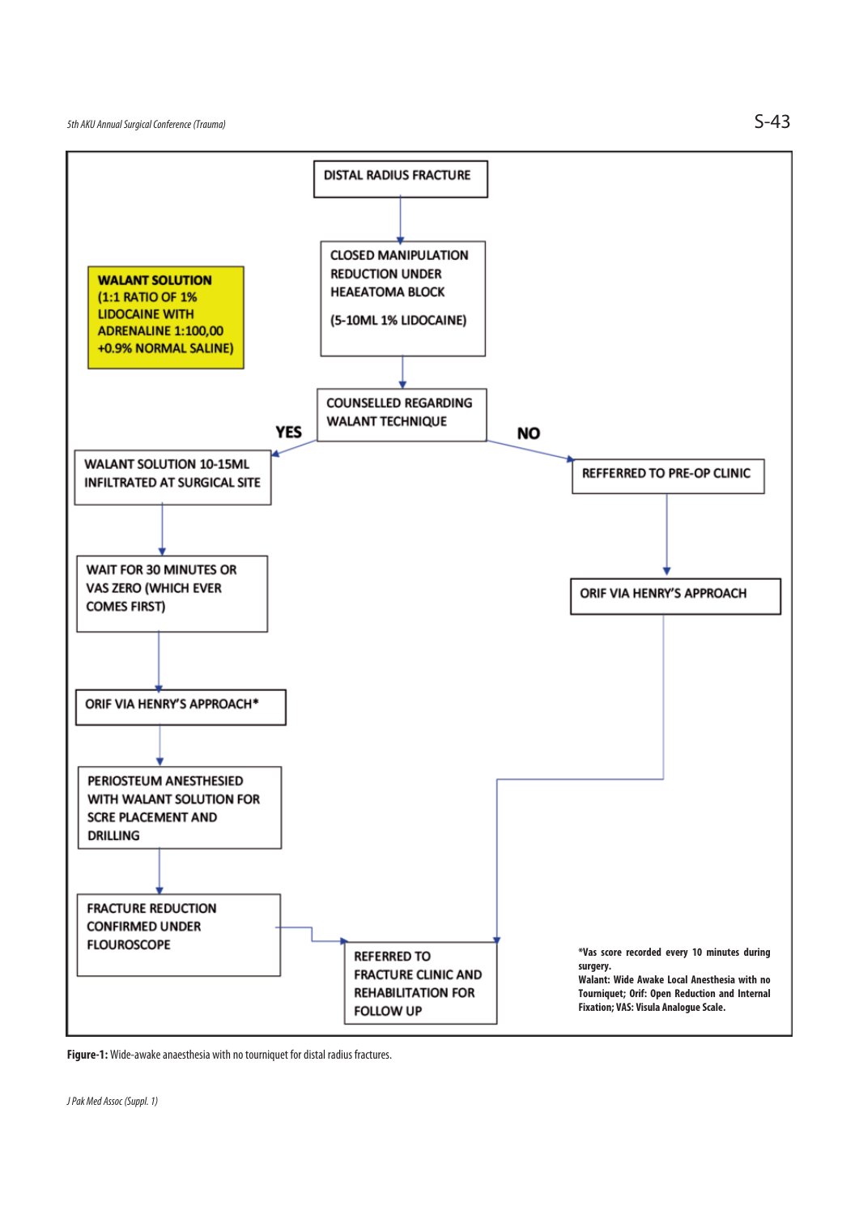**WALANT SOLUTION** (1:1 RATIO OF 1% LIDOCAINE WITH ADRENALINE 1:100,00 +0.9% NORMAL SALINE)

DISTAL RADIUS FRACTURE

↓

CLOSED MANIPULATION REDUCTION UNDER HEAEATOMA BLOCK

(5-10ML 1% LIDOCAINE)

↓

COUNSELLED REGARDING WALANT TECHNIQUE

**YES**

- WALANT SOLUTION 10-15ML INFILTRATED AT SURGICAL SITE
- ↓ WAIT FOR 30 MINUTES OR VAS ZERO (WHICH EVER COMES FIRST)
- ↓ ORIF VIA HENRY'S APPROACH*
- ↓ PERIOSTEUM ANESTHESIED WITH WALANT SOLUTION FOR SCRE PLACEMENT AND DRILLING
- ↓ FRACTURE REDUCTION CONFIRMED UNDER FLOUROSCOPE
- ↓ REFERRED TO FRACTURE CLINIC AND REHABILITATION FOR FOLLOW UP

**NO**

- REFFERRED TO PRE-OP CLINIC
- ↓ ORIF VIA HENRY'S APPROACH
- ↓ REFERRED TO FRACTURE CLINIC AND REHABILITATION FOR FOLLOW UP

**\*Vas score recorded every 10 minutes during surgery.**
**Walant: Wide Awake Local Anesthesia with no Tourniquet; Orif: Open Reduction and Internal Fixation; VAS: Visula Analogue Scale.**

**Figure-1:** Wide-awake anaesthesia with no tourniquet for distal radius fractures.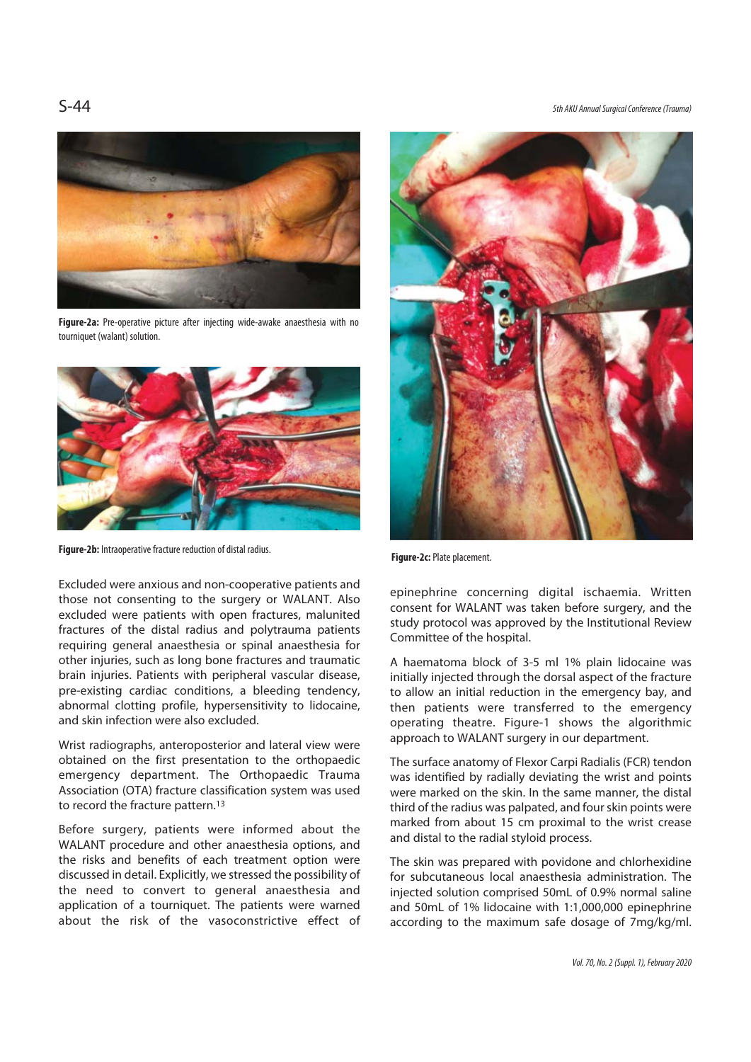**Figure-2a:** Pre-operative picture after injecting wide-awake anaesthesia with no tourniquet (walant) solution.

**Figure-2b:** Intraoperative fracture reduction of distal radius.

**Figure-2c:** Plate placement.

Excluded were anxious and non-cooperative patients and those not consenting to the surgery or WALANT. Also excluded were patients with open fractures, malunited fractures of the distal radius and polytrauma patients requiring general anaesthesia or spinal anaesthesia for other injuries, such as long bone fractures and traumatic brain injuries. Patients with peripheral vascular disease, pre-existing cardiac conditions, a bleeding tendency, abnormal clotting profile, hypersensitivity to lidocaine, and skin infection were also excluded.

Wrist radiographs, anteroposterior and lateral view were obtained on the first presentation to the orthopaedic emergency department. The Orthopaedic Trauma Association (OTA) fracture classification system was used to record the fracture pattern.[13]

Before surgery, patients were informed about the WALANT procedure and other anaesthesia options, and the risks and benefits of each treatment option were discussed in detail. Explicitly, we stressed the possibility of the need to convert to general anaesthesia and application of a tourniquet. The patients were warned about the risk of the vasoconstrictive effect of epinephrine concerning digital ischaemia. Written consent for WALANT was taken before surgery, and the study protocol was approved by the Institutional Review Committee of the hospital.

A haematoma block of 3-5 ml 1% plain lidocaine was initially injected through the dorsal aspect of the fracture to allow an initial reduction in the emergency bay, and then patients were transferred to the emergency operating theatre. Figure-1 shows the algorithmic approach to WALANT surgery in our department.

The surface anatomy of Flexor Carpi Radialis (FCR) tendon was identified by radially deviating the wrist and points were marked on the skin. In the same manner, the distal third of the radius was palpated, and four skin points were marked from about 15 cm proximal to the wrist crease and distal to the radial styloid process.

The skin was prepared with povidone and chlorhexidine for subcutaneous local anaesthesia administration. The injected solution comprised 50mL of 0.9% normal saline and 50mL of 1% lidocaine with 1:1,000,000 epinephrine according to the maximum safe dosage of 7mg/kg/ml.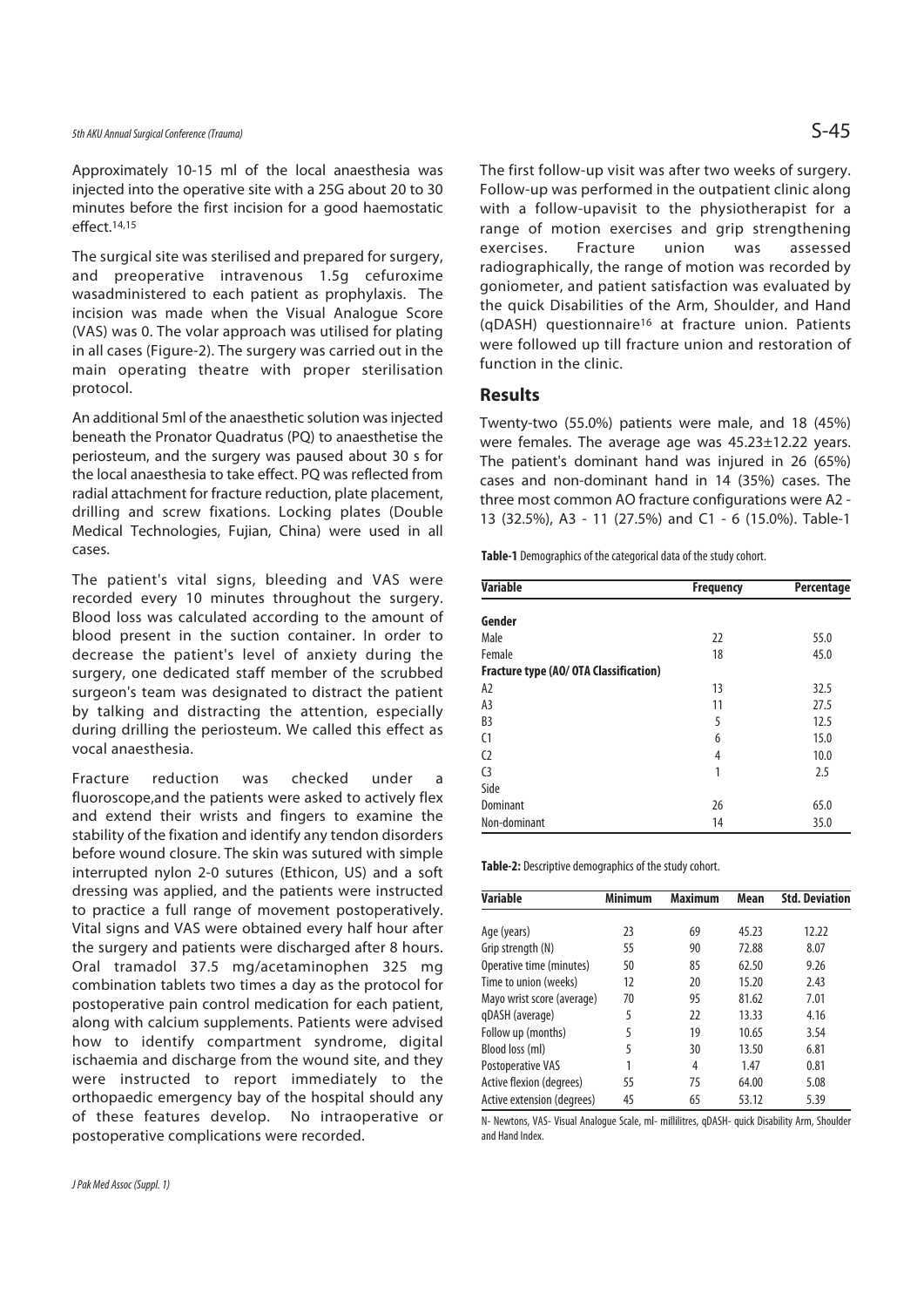Approximately 10-15 ml of the local anaesthesia was injected into the operative site with a 25G about 20 to 30 minutes before the first incision for a good haemostatic effect.[14,15]

The surgical site was sterilised and prepared for surgery, and preoperative intravenous 1.5g cefuroxime wasadministered to each patient as prophylaxis. The incision was made when the Visual Analogue Score (VAS) was 0. The volar approach was utilised for plating in all cases (Figure-2). The surgery was carried out in the main operating theatre with proper sterilisation protocol.

An additional 5ml of the anaesthetic solution was injected beneath the Pronator Quadratus (PQ) to anaesthetise the periosteum, and the surgery was paused about 30 s for the local anaesthesia to take effect. PQ was reflected from radial attachment for fracture reduction, plate placement, drilling and screw fixations. Locking plates (Double Medical Technologies, Fujian, China) were used in all cases.

The patient's vital signs, bleeding and VAS were recorded every 10 minutes throughout the surgery. Blood loss was calculated according to the amount of blood present in the suction container. In order to decrease the patient's level of anxiety during the surgery, one dedicated staff member of the scrubbed surgeon's team was designated to distract the patient by talking and distracting the attention, especially during drilling the periosteum. We called this effect as vocal anaesthesia.

Fracture reduction was checked under a fluoroscope,and the patients were asked to actively flex and extend their wrists and fingers to examine the stability of the fixation and identify any tendon disorders before wound closure. The skin was sutured with simple interrupted nylon 2-0 sutures (Ethicon, US) and a soft dressing was applied, and the patients were instructed to practice a full range of movement postoperatively. Vital signs and VAS were obtained every half hour after the surgery and patients were discharged after 8 hours. Oral tramadol 37.5 mg/acetaminophen 325 mg combination tablets two times a day as the protocol for postoperative pain control medication for each patient, along with calcium supplements. Patients were advised how to identify compartment syndrome, digital ischaemia and discharge from the wound site, and they were instructed to report immediately to the orthopaedic emergency bay of the hospital should any of these features develop. No intraoperative or postoperative complications were recorded.

The first follow-up visit was after two weeks of surgery. Follow-up was performed in the outpatient clinic along with a follow-upavisit to the physiotherapist for a range of motion exercises and grip strengthening exercises. Fracture union was assessed radiographically, the range of motion was recorded by goniometer, and patient satisfaction was evaluated by the quick Disabilities of the Arm, Shoulder, and Hand (qDASH) questionnaire[16] at fracture union. Patients were followed up till fracture union and restoration of function in the clinic.

## Results

Twenty-two (55.0%) patients were male, and 18 (45%) were females. The average age was 45.23±12.22 years. The patient's dominant hand was injured in 26 (65%) cases and non-dominant hand in 14 (35%) cases. The three most common AO fracture configurations were A2 - 13 (32.5%), A3 - 11 (27.5%) and C1 - 6 (15.0%). Table-1

**Table-1** Demographics of the categorical data of the study cohort.

| Variable | Frequency | Percentage |
|---|---|---|
| **Gender** | | |
| Male | 22 | 55.0 |
| Female | 18 | 45.0 |
| **Fracture type (AO/ OTA Classification)** | | |
| A2 | 13 | 32.5 |
| A3 | 11 | 27.5 |
| B3 | 5 | 12.5 |
| C1 | 6 | 15.0 |
| C2 | 4 | 10.0 |
| C3 | 1 | 2.5 |
| Side | | |
| Dominant | 26 | 65.0 |
| Non-dominant | 14 | 35.0 |

**Table-2:** Descriptive demographics of the study cohort.

| Variable | Minimum | Maximum | Mean | Std. Deviation |
|---|---|---|---|---|
| Age (years) | 23 | 69 | 45.23 | 12.22 |
| Grip strength (N) | 55 | 90 | 72.88 | 8.07 |
| Operative time (minutes) | 50 | 85 | 62.50 | 9.26 |
| Time to union (weeks) | 12 | 20 | 15.20 | 2.43 |
| Mayo wrist score (average) | 70 | 95 | 81.62 | 7.01 |
| qDASH (average) | 5 | 22 | 13.33 | 4.16 |
| Follow up (months) | 5 | 19 | 10.65 | 3.54 |
| Blood loss (ml) | 5 | 30 | 13.50 | 6.81 |
| Postoperative VAS | 1 | 4 | 1.47 | 0.81 |
| Active flexion (degrees) | 55 | 75 | 64.00 | 5.08 |
| Active extension (degrees) | 45 | 65 | 53.12 | 5.39 |

N- Newtons, VAS- Visual Analogue Scale, ml- millilitres, qDASH- quick Disability Arm, Shoulder and Hand Index.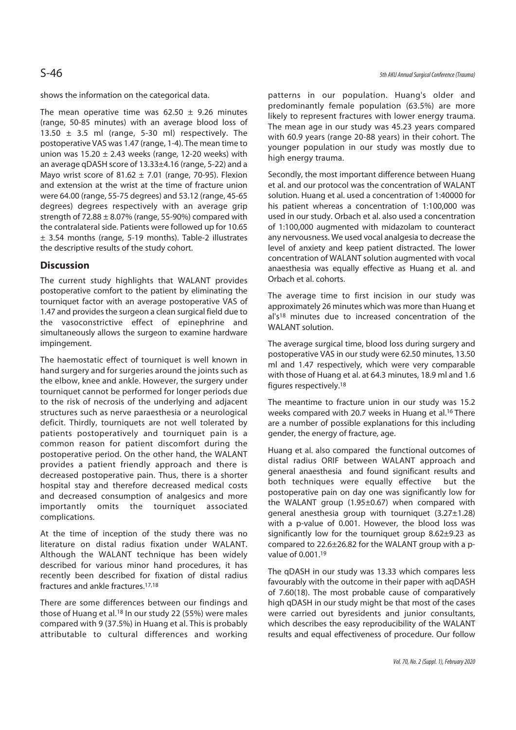shows the information on the categorical data.

The mean operative time was 62.50 ± 9.26 minutes (range, 50-85 minutes) with an average blood loss of 13.50 ± 3.5 ml (range, 5-30 ml) respectively. The postoperative VAS was 1.47 (range, 1-4). The mean time to union was 15.20 ± 2.43 weeks (range, 12-20 weeks) with an average qDASH score of 13.33±4.16 (range, 5-22) and a Mayo wrist score of 81.62 ± 7.01 (range, 70-95). Flexion and extension at the wrist at the time of fracture union were 64.00 (range, 55-75 degrees) and 53.12 (range, 45-65 degrees) degrees respectively with an average grip strength of 72.88 ± 8.07% (range, 55-90%) compared with the contralateral side. Patients were followed up for 10.65 ± 3.54 months (range, 5-19 months). Table-2 illustrates the descriptive results of the study cohort.

## Discussion

The current study highlights that WALANT provides postoperative comfort to the patient by eliminating the tourniquet factor with an average postoperative VAS of 1.47 and provides the surgeon a clean surgical field due to the vasoconstrictive effect of epinephrine and simultaneously allows the surgeon to examine hardware impingement.

The haemostatic effect of tourniquet is well known in hand surgery and for surgeries around the joints such as the elbow, knee and ankle. However, the surgery under tourniquet cannot be performed for longer periods due to the risk of necrosis of the underlying and adjacent structures such as nerve paraesthesia or a neurological deficit. Thirdly, tourniquets are not well tolerated by patients postoperatively and tourniquet pain is a common reason for patient discomfort during the postoperative period. On the other hand, the WALANT provides a patient friendly approach and there is decreased postoperative pain. Thus, there is a shorter hospital stay and therefore decreased medical costs and decreased consumption of analgesics and more importantly omits the tourniquet associated complications.

At the time of inception of the study there was no literature on distal radius fixation under WALANT. Although the WALANT technique has been widely described for various minor hand procedures, it has recently been described for fixation of distal radius fractures and ankle fractures.[17,18]

There are some differences between our findings and those of Huang et al.[18] In our study 22 (55%) were males compared with 9 (37.5%) in Huang et al. This is probably attributable to cultural differences and working patterns in our population. Huang's older and predominantly female population (63.5%) are more likely to represent fractures with lower energy trauma. The mean age in our study was 45.23 years compared with 60.9 years (range 20-88 years) in their cohort. The younger population in our study was mostly due to high energy trauma.

Secondly, the most important difference between Huang et al. and our protocol was the concentration of WALANT solution. Huang et al. used a concentration of 1:40000 for his patient whereas a concentration of 1:100,000 was used in our study. Orbach et al. also used a concentration of 1:100,000 augmented with midazolam to counteract any nervousness. We used vocal analgesia to decrease the level of anxiety and keep patient distracted. The lower concentration of WALANT solution augmented with vocal anaesthesia was equally effective as Huang et al. and Orbach et al. cohorts.

The average time to first incision in our study was approximately 26 minutes which was more than Huang et al's[18] minutes due to increased concentration of the WALANT solution.

The average surgical time, blood loss during surgery and postoperative VAS in our study were 62.50 minutes, 13.50 ml and 1.47 respectively, which were very comparable with those of Huang et al. at 64.3 minutes, 18.9 ml and 1.6 figures respectively.[18]

The meantime to fracture union in our study was 15.2 weeks compared with 20.7 weeks in Huang et al.[16] There are a number of possible explanations for this including gender, the energy of fracture, age.

Huang et al. also compared the functional outcomes of distal radius ORIF between WALANT approach and general anaesthesia and found significant results and both techniques were equally effective but the postoperative pain on day one was significantly low for the WALANT group (1.95±0.67) when compared with general anesthesia group with tourniquet (3.27±1.28) with a p-value of 0.001. However, the blood loss was significantly low for the tourniquet group 8.62±9.23 as compared to 22.6±26.82 for the WALANT group with a p-value of 0.001.[19]

The qDASH in our study was 13.33 which compares less favourably with the outcome in their paper with aqDASH of 7.60(18). The most probable cause of comparatively high qDASH in our study might be that most of the cases were carried out byresidents and junior consultants, which describes the easy reproducibility of the WALANT results and equal effectiveness of procedure. Our follow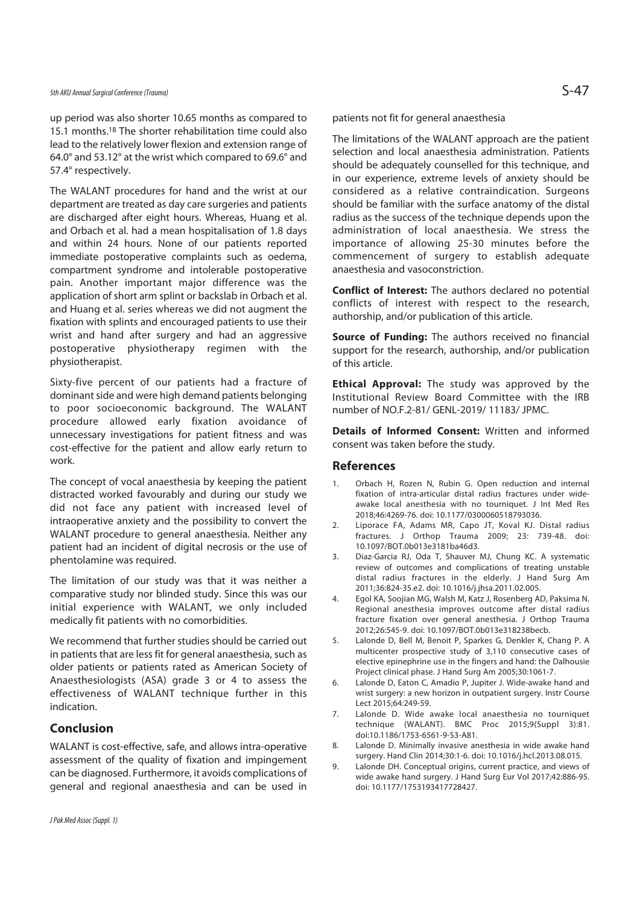up period was also shorter 10.65 months as compared to 15.1 months.[18] The shorter rehabilitation time could also lead to the relatively lower flexion and extension range of 64.0° and 53.12° at the wrist which compared to 69.6° and 57.4° respectively.

The WALANT procedures for hand and the wrist at our department are treated as day care surgeries and patients are discharged after eight hours. Whereas, Huang et al. and Orbach et al. had a mean hospitalisation of 1.8 days and within 24 hours. None of our patients reported immediate postoperative complaints such as oedema, compartment syndrome and intolerable postoperative pain. Another important major difference was the application of short arm splint or backslab in Orbach et al. and Huang et al. series whereas we did not augment the fixation with splints and encouraged patients to use their wrist and hand after surgery and had an aggressive postoperative physiotherapy regimen with the physiotherapist.

Sixty-five percent of our patients had a fracture of dominant side and were high demand patients belonging to poor socioeconomic background. The WALANT procedure allowed early fixation avoidance of unnecessary investigations for patient fitness and was cost-effective for the patient and allow early return to work.

The concept of vocal anaesthesia by keeping the patient distracted worked favourably and during our study we did not face any patient with increased level of intraoperative anxiety and the possibility to convert the WALANT procedure to general anaesthesia. Neither any patient had an incident of digital necrosis or the use of phentolamine was required.

The limitation of our study was that it was neither a comparative study nor blinded study. Since this was our initial experience with WALANT, we only included medically fit patients with no comorbidities.

We recommend that further studies should be carried out in patients that are less fit for general anaesthesia, such as older patients or patients rated as American Society of Anaesthesiologists (ASA) grade 3 or 4 to assess the effectiveness of WALANT technique further in this indication.

## Conclusion

WALANT is cost-effective, safe, and allows intra-operative assessment of the quality of fixation and impingement can be diagnosed. Furthermore, it avoids complications of general and regional anaesthesia and can be used in patients not fit for general anaesthesia

The limitations of the WALANT approach are the patient selection and local anaesthesia administration. Patients should be adequately counselled for this technique, and in our experience, extreme levels of anxiety should be considered as a relative contraindication. Surgeons should be familiar with the surface anatomy of the distal radius as the success of the technique depends upon the administration of local anaesthesia. We stress the importance of allowing 25-30 minutes before the commencement of surgery to establish adequate anaesthesia and vasoconstriction.

**Conflict of Interest:** The authors declared no potential conflicts of interest with respect to the research, authorship, and/or publication of this article.

**Source of Funding:** The authors received no financial support for the research, authorship, and/or publication of this article.

**Ethical Approval:** The study was approved by the Institutional Review Board Committee with the IRB number of NO.F.2-81/ GENL-2019/ 11183/ JPMC.

**Details of Informed Consent:** Written and informed consent was taken before the study.

## References

1. Orbach H, Rozen N, Rubin G. Open reduction and internal fixation of intra-articular distal radius fractures under wide-awake local anesthesia with no tourniquet. J Int Med Res 2018;46:4269-76. doi: 10.1177/0300060518793036.
2. Liporace FA, Adams MR, Capo JT, Koval KJ. Distal radius fractures. J Orthop Trauma 2009; 23: 739-48. doi: 10.1097/BOT.0b013e3181ba46d3.
3. Diaz-Garcia RJ, Oda T, Shauver MJ, Chung KC. A systematic review of outcomes and complications of treating unstable distal radius fractures in the elderly. J Hand Surg Am 2011;36:824-35.e2. doi: 10.1016/j.jhsa.2011.02.005.
4. Egol KA, Soojian MG, Walsh M, Katz J, Rosenberg AD, Paksima N. Regional anesthesia improves outcome after distal radius fracture fixation over general anesthesia. J Orthop Trauma 2012;26:545-9. doi: 10.1097/BOT.0b013e318238becb.
5. Lalonde D, Bell M, Benoit P, Sparkes G, Denkler K, Chang P. A multicenter prospective study of 3,110 consecutive cases of elective epinephrine use in the fingers and hand: the Dalhousie Project clinical phase. J Hand Surg Am 2005;30:1061-7.
6. Lalonde D, Eaton C, Amadio P, Jupiter J. Wide-awake hand and wrist surgery: a new horizon in outpatient surgery. Instr Course Lect 2015;64:249-59.
7. Lalonde D. Wide awake local anaesthesia no tourniquet technique (WALANT). BMC Proc 2015;9(Suppl 3):81. doi:10.1186/1753-6561-9-S3-A81.
8. Lalonde D. Minimally invasive anesthesia in wide awake hand surgery. Hand Clin 2014;30:1-6. doi: 10.1016/j.hcl.2013.08.015.
9. Lalonde DH. Conceptual origins, current practice, and views of wide awake hand surgery. J Hand Surg Eur Vol 2017;42:886-95. doi: 10.1177/1753193417728427.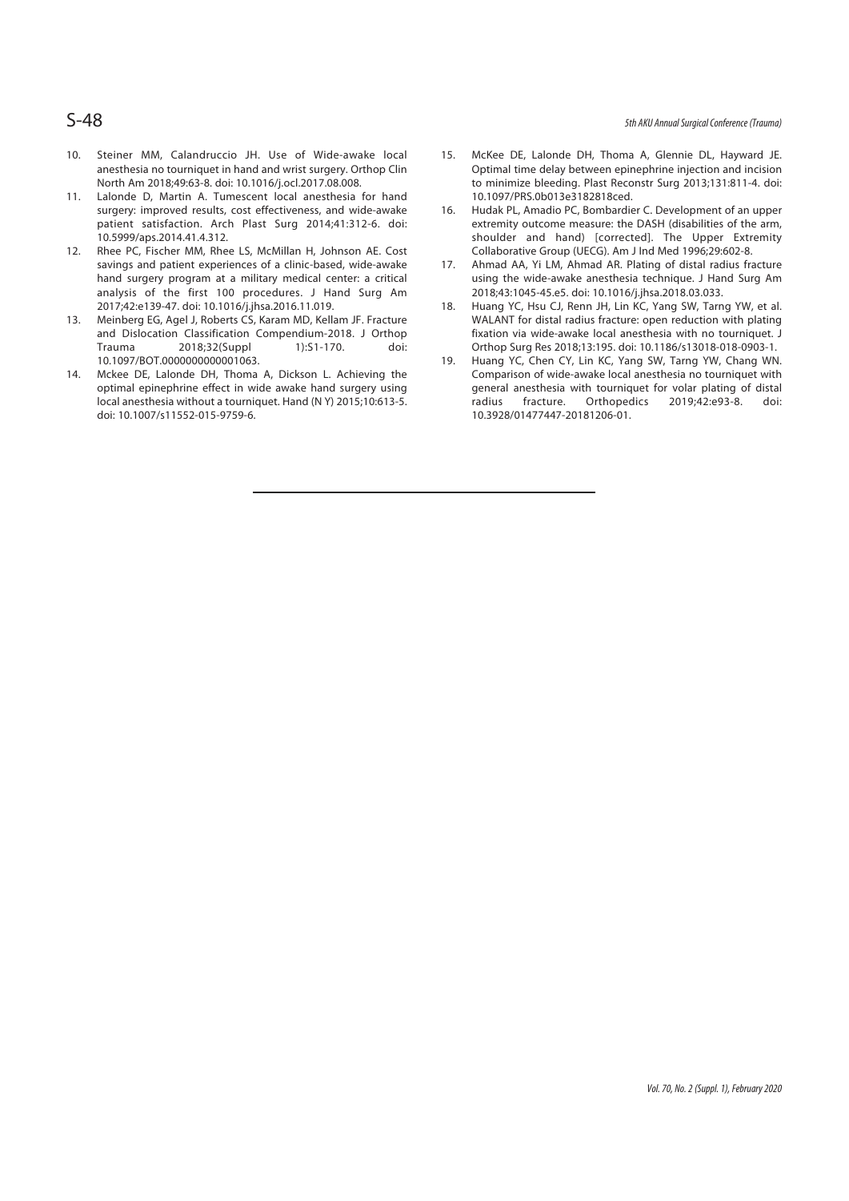10. Steiner MM, Calandruccio JH. Use of Wide-awake local anesthesia no tourniquet in hand and wrist surgery. Orthop Clin North Am 2018;49:63-8. doi: 10.1016/j.ocl.2017.08.008.
11. Lalonde D, Martin A. Tumescent local anesthesia for hand surgery: improved results, cost effectiveness, and wide-awake patient satisfaction. Arch Plast Surg 2014;41:312-6. doi: 10.5999/aps.2014.41.4.312.
12. Rhee PC, Fischer MM, Rhee LS, McMillan H, Johnson AE. Cost savings and patient experiences of a clinic-based, wide-awake hand surgery program at a military medical center: a critical analysis of the first 100 procedures. J Hand Surg Am 2017;42:e139-47. doi: 10.1016/j.jhsa.2016.11.019.
13. Meinberg EG, Agel J, Roberts CS, Karam MD, Kellam JF. Fracture and Dislocation Classification Compendium-2018. J Orthop Trauma 2018;32(Suppl 1):S1-170. doi: 10.1097/BOT.0000000000001063.
14. Mckee DE, Lalonde DH, Thoma A, Dickson L. Achieving the optimal epinephrine effect in wide awake hand surgery using local anesthesia without a tourniquet. Hand (N Y) 2015;10:613-5. doi: 10.1007/s11552-015-9759-6.
15. McKee DE, Lalonde DH, Thoma A, Glennie DL, Hayward JE. Optimal time delay between epinephrine injection and incision to minimize bleeding. Plast Reconstr Surg 2013;131:811-4. doi: 10.1097/PRS.0b013e3182818ced.
16. Hudak PL, Amadio PC, Bombardier C. Development of an upper extremity outcome measure: the DASH (disabilities of the arm, shoulder and hand) [corrected]. The Upper Extremity Collaborative Group (UECG). Am J Ind Med 1996;29:602-8.
17. Ahmad AA, Yi LM, Ahmad AR. Plating of distal radius fracture using the wide-awake anesthesia technique. J Hand Surg Am 2018;43:1045-45.e5. doi: 10.1016/j.jhsa.2018.03.033.
18. Huang YC, Hsu CJ, Renn JH, Lin KC, Yang SW, Tarng YW, et al. WALANT for distal radius fracture: open reduction with plating fixation via wide-awake local anesthesia with no tourniquet. J Orthop Surg Res 2018;13:195. doi: 10.1186/s13018-018-0903-1.
19. Huang YC, Chen CY, Lin KC, Yang SW, Tarng YW, Chang WN. Comparison of wide-awake local anesthesia no tourniquet with general anesthesia with tourniquet for volar plating of distal radius fracture. Orthopedics 2019;42:e93-8. doi: 10.3928/01477447-20181206-01.